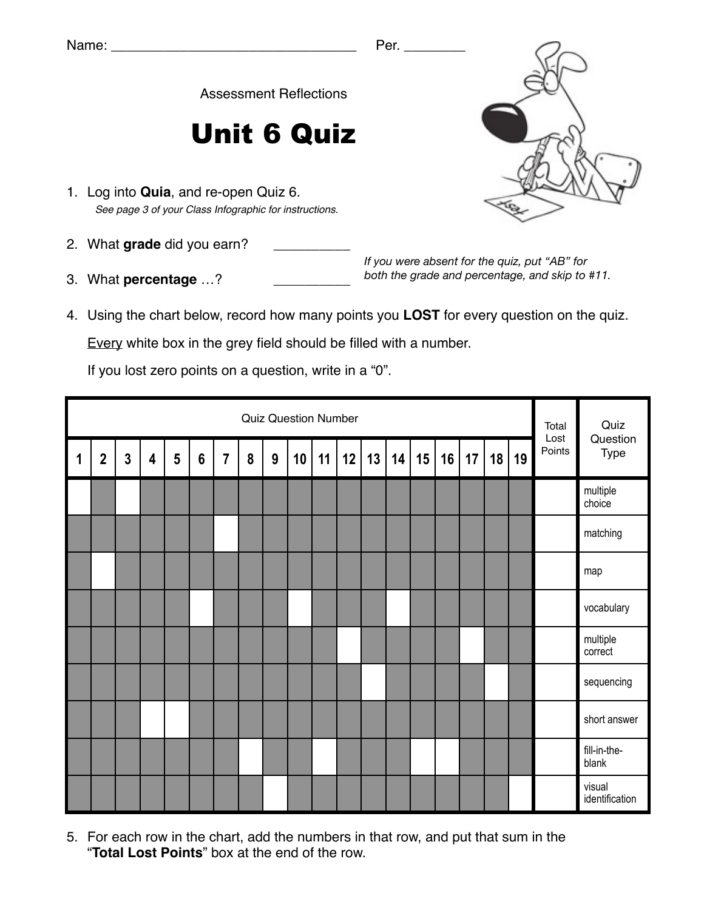Name: _______________________________ Per. ________

Assessment Reflections

# Unit 6 Quiz

1. Log into **Quia**, and re-open Quiz 6.
   *See page 3 of your Class Infographic for instructions.*

2. What **grade** did you earn? __________

3. What **percentage** …? __________

*If you were absent for the quiz, put "AB" for both the grade and percentage, and skip to #11.*

4. Using the chart below, record how many points you **LOST** for every question on the quiz.

   Every white box in the grey field should be filled with a number.

   If you lost zero points on a question, write in a "0".

| Quiz Question Number | | | | | | | | | | | | | | | | | | | Total Lost Points | Quiz Question Type |
|---|---|---|---|---|---|---|---|---|---|---|---|---|---|---|---|---|---|---|---|---|
| 1 | 2 | 3 | 4 | 5 | 6 | 7 | 8 | 9 | 10 | 11 | 12 | 13 | 14 | 15 | 16 | 17 | 18 | 19 | | |
| | | | | | | | | | | | | | | | | | | | | multiple choice |
| | | | | | | | | | | | | | | | | | | | | matching |
| | | | | | | | | | | | | | | | | | | | | map |
| | | | | | | | | | | | | | | | | | | | | vocabulary |
| | | | | | | | | | | | | | | | | | | | | multiple correct |
| | | | | | | | | | | | | | | | | | | | | sequencing |
| | | | | | | | | | | | | | | | | | | | | short answer |
| | | | | | | | | | | | | | | | | | | | | fill-in-the-blank |
| | | | | | | | | | | | | | | | | | | | | visual identification |

5. For each row in the chart, add the numbers in that row, and put that sum in the "**Total Lost Points**" box at the end of the row.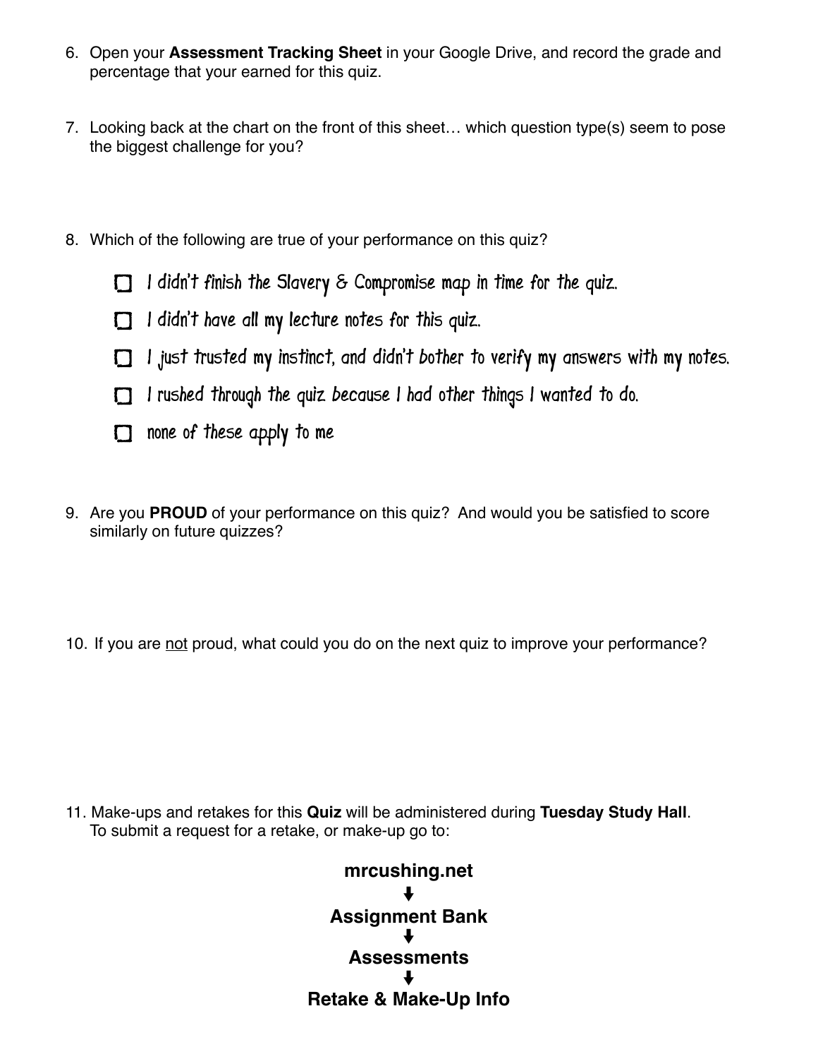6. Open your **Assessment Tracking Sheet** in your Google Drive, and record the grade and percentage that your earned for this quiz.

7. Looking back at the chart on the front of this sheet… which question type(s) seem to pose the biggest challenge for you?

8. Which of the following are true of your performance on this quiz?

   - [ ] I didn't finish the Slavery & Compromise map in time for the quiz.
   - [ ] I didn't have all my lecture notes for this quiz.
   - [ ] I just trusted my instinct, and didn't bother to verify my answers with my notes.
   - [ ] I rushed through the quiz because I had other things I wanted to do.
   - [ ] none of these apply to me

9. Are you **PROUD** of your performance on this quiz? And would you be satisfied to score similarly on future quizzes?

10. If you are <u>not</u> proud, what could you do on the next quiz to improve your performance?

11. Make-ups and retakes for this **Quiz** will be administered during **Tuesday Study Hall**. To submit a request for a retake, or make-up go to:

**mrcushing.net**

↓

**Assignment Bank**

↓

**Assessments**

↓

**Retake & Make-Up Info**